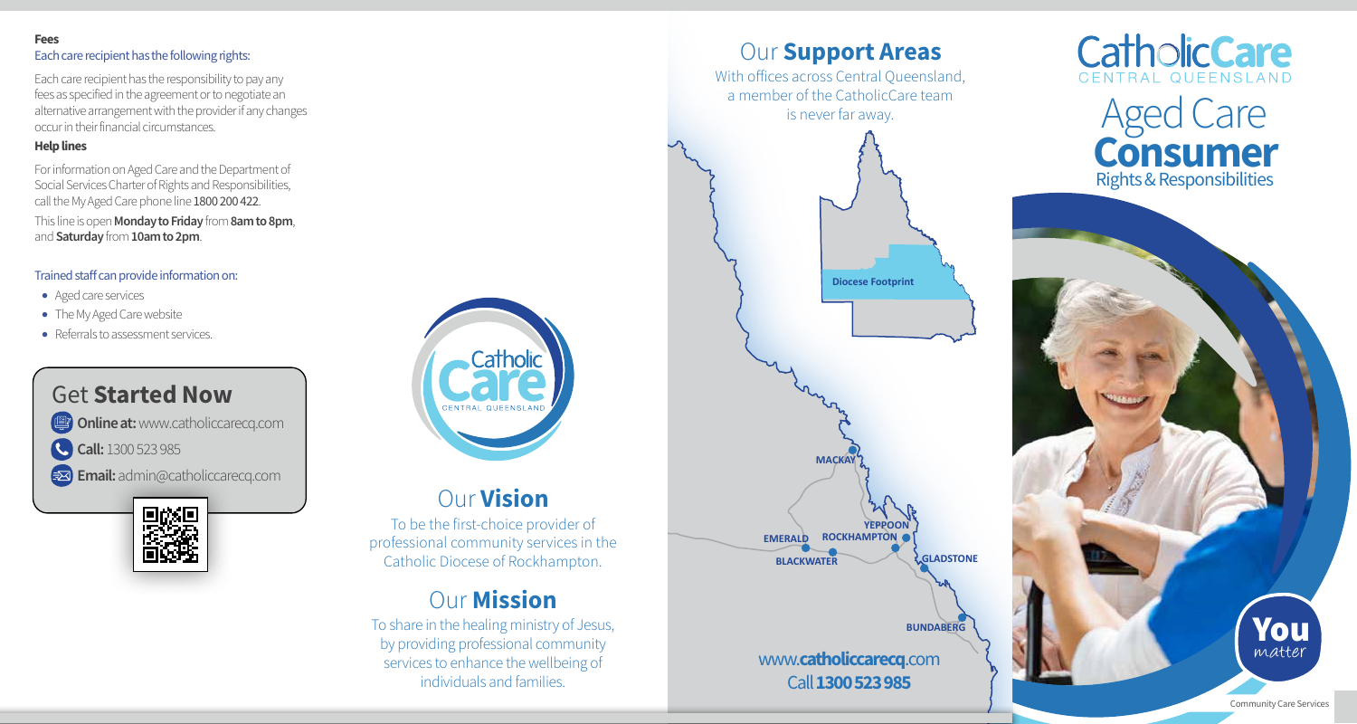**Fees**

Each care recipient has the following rights:

Each care recipient has the responsibility to pay any fees as specified in the agreement or to negotiate an alternative arrangement with the provider if any changes occur in their financial circumstances.

**Help lines**

For information on Aged Care and the Department of Social Services Charter of Rights and Responsibilities, call the My Aged Care phone line 1800 200 422.

This line is open **Monday to Friday** from **8am to 8pm**, and **Saturday** from **10am to 2pm**.

Trained staff can provide information on:

- Aged care services
- The My Aged Care website
- Referrals to assessment services.

## Get **Started Now**

**Online at:** www.catholiccarecq.com

**Call:** 1300 523 985

**Email:** admin@catholiccarecq.com

## Our **Vision**

To be the first-choice provider of professional community services in the Catholic Diocese of Rockhampton.

## Our **Mission**

To share in the healing ministry of Jesus, by providing professional community services to enhance the wellbeing of individuals and families.

## Our **Support Areas**

With offices across Central Queensland, a member of the CatholicCare team is never far away.

Diocese Footprint

MACKAY

YEPPOON

ROCKHAMPTON

EMERALD

BLACKWATER

GLADSTONE

BUNDABERG

www.**catholiccarecq**.com

Call **1300 523 985**

# CatholicCare CENTRAL QUEENSLAND

# Aged Care **Consumer** Rights & Responsibilities

**You** matter

Community Care Services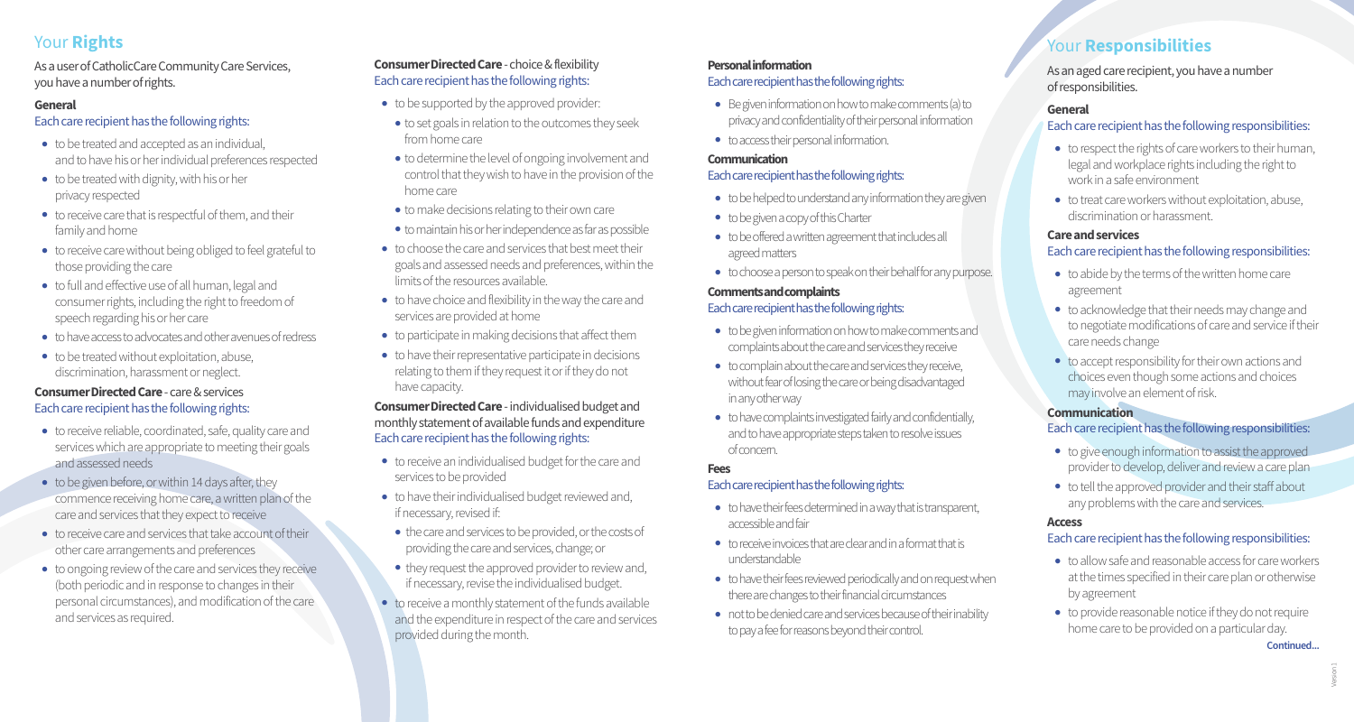# Your **Rights**

As a user of CatholicCare Community Care Services, you have a number of rights.

### General

Each care recipient has the following rights:

- to be treated and accepted as an individual, and to have his or her individual preferences respected
- to be treated with dignity, with his or her privacy respected
- to receive care that is respectful of them, and their family and home
- to receive care without being obliged to feel grateful to those providing the care
- to full and effective use of all human, legal and consumer rights, including the right to freedom of speech regarding his or her care
- to have access to advocates and other avenues of redress
- to be treated without exploitation, abuse, discrimination, harassment or neglect.

### Consumer Directed Care - care & services

Each care recipient has the following rights:

- to receive reliable, coordinated, safe, quality care and services which are appropriate to meeting their goals and assessed needs
- to be given before, or within 14 days after, they commence receiving home care, a written plan of the care and services that they expect to receive
- to receive care and services that take account of their other care arrangements and preferences
- to ongoing review of the care and services they receive (both periodic and in response to changes in their personal circumstances), and modification of the care and services as required.

### Consumer Directed Care - choice & flexibility

Each care recipient has the following rights:

- to be supported by the approved provider:
  - to set goals in relation to the outcomes they seek from home care
  - to determine the level of ongoing involvement and control that they wish to have in the provision of the home care
  - to make decisions relating to their own care
  - to maintain his or her independence as far as possible
- to choose the care and services that best meet their goals and assessed needs and preferences, within the limits of the resources available.
- to have choice and flexibility in the way the care and services are provided at home
- to participate in making decisions that affect them
- to have their representative participate in decisions relating to them if they request it or if they do not have capacity.

### Consumer Directed Care - individualised budget and monthly statement of available funds and expenditure

Each care recipient has the following rights:

- to receive an individualised budget for the care and services to be provided
- to have their individualised budget reviewed and, if necessary, revised if:
  - the care and services to be provided, or the costs of providing the care and services, change; or
  - they request the approved provider to review and, if necessary, revise the individualised budget.
- to receive a monthly statement of the funds available and the expenditure in respect of the care and services provided during the month.

### Personal information

Each care recipient has the following rights:

- Be given information on how to make comments (a) to privacy and confidentiality of their personal information
- to access their personal information.

### Communication

Each care recipient has the following rights:

- to be helped to understand any information they are given
- to be given a copy of this Charter
- to be offered a written agreement that includes all agreed matters
- to choose a person to speak on their behalf for any purpose.

### Comments and complaints

Each care recipient has the following rights:

- to be given information on how to make comments and complaints about the care and services they receive
- to complain about the care and services they receive, without fear of losing the care or being disadvantaged in any other way
- to have complaints investigated fairly and confidentially, and to have appropriate steps taken to resolve issues of concern.

### Fees

Each care recipient has the following rights:

- to have their fees determined in a way that is transparent, accessible and fair
- to receive invoices that are clear and in a format that is understandable
- to have their fees reviewed periodically and on request when there are changes to their financial circumstances
- not to be denied care and services because of their inability to pay a fee for reasons beyond their control.

# Your **Responsibilities**

As an aged care recipient, you have a number of responsibilities.

### General

Each care recipient has the following responsibilities:

- to respect the rights of care workers to their human, legal and workplace rights including the right to work in a safe environment
- to treat care workers without exploitation, abuse, discrimination or harassment.

### Care and services

Each care recipient has the following responsibilities:

- to abide by the terms of the written home care agreement
- to acknowledge that their needs may change and to negotiate modifications of care and service if their care needs change
- to accept responsibility for their own actions and choices even though some actions and choices may involve an element of risk.

### Communication

Each care recipient has the following responsibilities:

- to give enough information to assist the approved provider to develop, deliver and review a care plan
- to tell the approved provider and their staff about any problems with the care and services.

### Access

Each care recipient has the following responsibilities:

- to allow safe and reasonable access for care workers at the times specified in their care plan or otherwise by agreement
- to provide reasonable notice if they do not require home care to be provided on a particular day.

**Continued...**